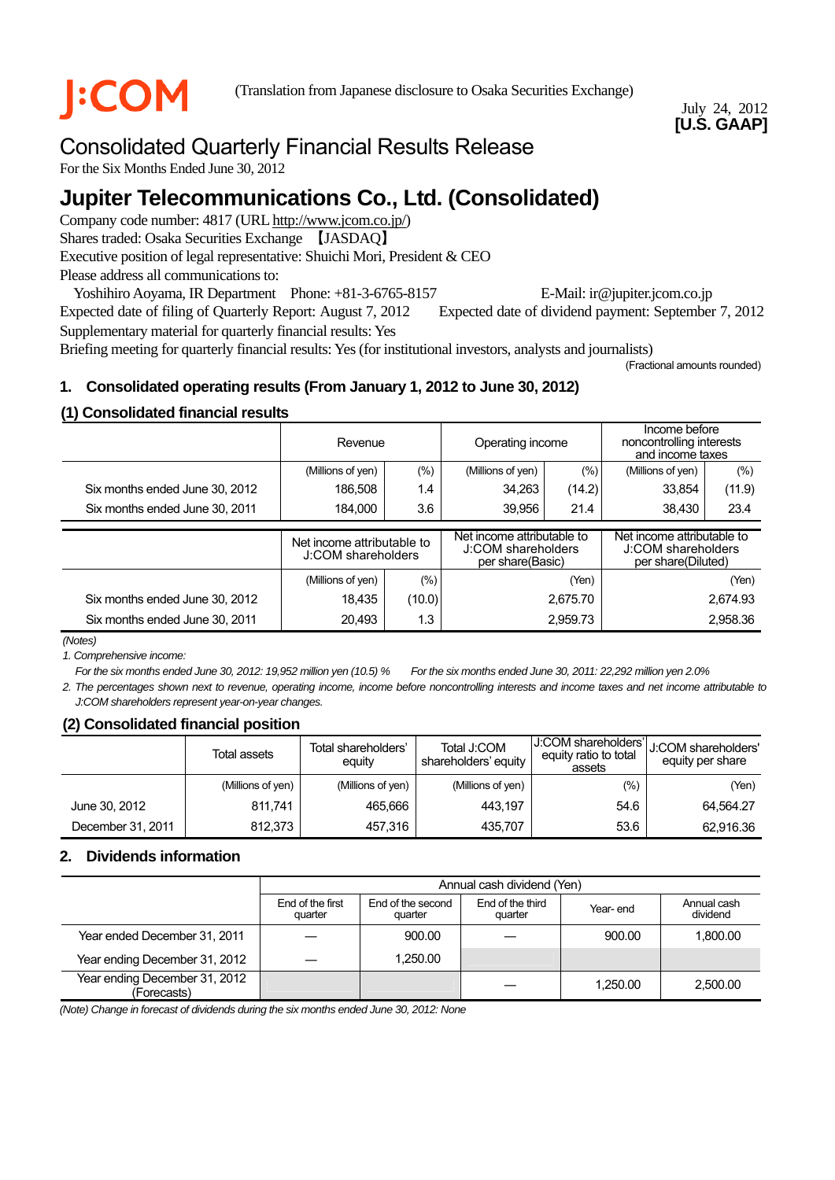J:COM

(Translation from Japanese disclosure to Osaka Securities Exchange)

July 24, 2012
**[U.S. GAAP]**

# Consolidated Quarterly Financial Results Release

For the Six Months Ended June 30, 2012

# Jupiter Telecommunications Co., Ltd. (Consolidated)

Company code number: 4817 (URL http://www.jcom.co.jp/)
Shares traded: Osaka Securities Exchange 【JASDAQ】
Executive position of legal representative: Shuichi Mori, President & CEO
Please address all communications to:
Yoshihiro Aoyama, IR Department Phone: +81-3-6765-8157 E-Mail: ir@jupiter.jcom.co.jp
Expected date of filing of Quarterly Report: August 7, 2012 Expected date of dividend payment: September 7, 2012
Supplementary material for quarterly financial results: Yes
Briefing meeting for quarterly financial results: Yes (for institutional investors, analysts and journalists)

(Fractional amounts rounded)

## 1. Consolidated operating results (From January 1, 2012 to June 30, 2012)

### (1) Consolidated financial results

| | Revenue | | Operating income | | Income before noncontrolling interests and income taxes | |
|---|---|---|---|---|---|---|
| | (Millions of yen) | (%) | (Millions of yen) | (%) | (Millions of yen) | (%) |
| Six months ended June 30, 2012 | 186,508 | 1.4 | 34,263 | (14.2) | 33,854 | (11.9) |
| Six months ended June 30, 2011 | 184,000 | 3.6 | 39,956 | 21.4 | 38,430 | 23.4 |

| | Net income attributable to J:COM shareholders | | Net income attributable to J:COM shareholders per share(Basic) | Net income attributable to J:COM shareholders per share(Diluted) |
|---|---|---|---|---|
| | (Millions of yen) | (%) | (Yen) | (Yen) |
| Six months ended June 30, 2012 | 18,435 | (10.0) | 2,675.70 | 2,674.93 |
| Six months ended June 30, 2011 | 20,493 | 1.3 | 2,959.73 | 2,958.36 |

*(Notes)*

*1. Comprehensive income:*
*For the six months ended June 30, 2012: 19,952 million yen (10.5) % For the six months ended June 30, 2011: 22,292 million yen 2.0%*

*2. The percentages shown next to revenue, operating income, income before noncontrolling interests and income taxes and net income attributable to J:COM shareholders represent year-on-year changes.*

### (2) Consolidated financial position

| | Total assets | Total shareholders' equity | Total J:COM shareholders' equity | J:COM shareholders' equity ratio to total assets | J:COM shareholders' equity per share |
|---|---|---|---|---|---|
| | (Millions of yen) | (Millions of yen) | (Millions of yen) | (%) | (Yen) |
| June 30, 2012 | 811,741 | 465,666 | 443,197 | 54.6 | 64,564.27 |
| December 31, 2011 | 812,373 | 457,316 | 435,707 | 53.6 | 62,916.36 |

## 2. Dividends information

| | Annual cash dividend (Yen) | | | | |
|---|---|---|---|---|---|
| | End of the first quarter | End of the second quarter | End of the third quarter | Year- end | Annual cash dividend |
| Year ended December 31, 2011 | — | 900.00 | — | 900.00 | 1,800.00 |
| Year ending December 31, 2012 | — | 1,250.00 | | | |
| Year ending December 31, 2012 (Forecasts) | | | — | 1,250.00 | 2,500.00 |

*(Note) Change in forecast of dividends during the six months ended June 30, 2012: None*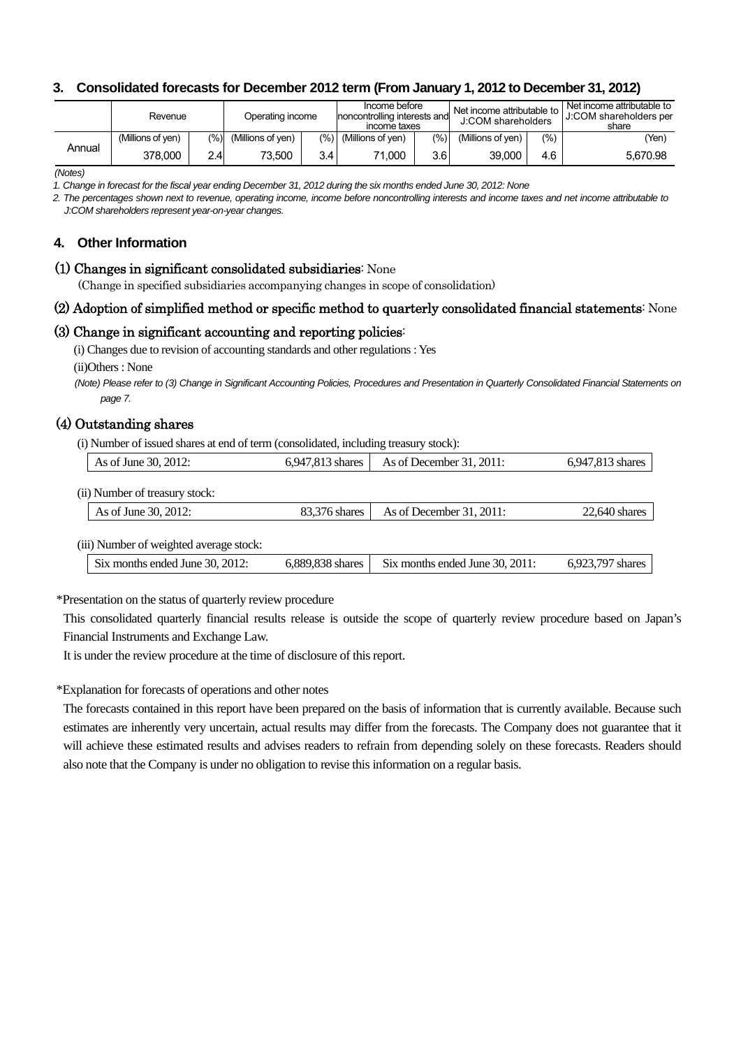### 3. Consolidated forecasts for December 2012 term (From January 1, 2012 to December 31, 2012)

| | Revenue | | Operating income | | Income before noncontrolling interests and income taxes | | Net income attributable to J:COM shareholders | | Net income attributable to J:COM shareholders per share |
|---|---|---|---|---|---|---|---|---|---|
| | (Millions of yen) | (%) | (Millions of yen) | (%) | (Millions of yen) | (%) | (Millions of yen) | (%) | (Yen) |
| Annual | 378,000 | 2.4 | 73,500 | 3.4 | 71,000 | 3.6 | 39,000 | 4.6 | 5,670.98 |

*(Notes)*

*1. Change in forecast for the fiscal year ending December 31, 2012 during the six months ended June 30, 2012: None*

*2. The percentages shown next to revenue, operating income, income before noncontrolling interests and income taxes and net income attributable to J:COM shareholders represent year-on-year changes.*

### 4. Other Information

**(1) Changes in significant consolidated subsidiaries**: None

(Change in specified subsidiaries accompanying changes in scope of consolidation)

**(2) Adoption of simplified method or specific method to quarterly consolidated financial statements**: None

**(3) Change in significant accounting and reporting policies**:

(i) Changes due to revision of accounting standards and other regulations : Yes

(ii)Others : None

*(Note) Please refer to (3) Change in Significant Accounting Policies, Procedures and Presentation in Quarterly Consolidated Financial Statements on page 7.*

**(4) Outstanding shares**

(i) Number of issued shares at end of term (consolidated, including treasury stock):

| As of June 30, 2012: | 6,947,813 shares | As of December 31, 2011: | 6,947,813 shares |
|---|---|---|---|

(ii) Number of treasury stock:

| As of June 30, 2012: | 83,376 shares | As of December 31, 2011: | 22,640 shares |
|---|---|---|---|

(iii) Number of weighted average stock:

| Six months ended June 30, 2012: | 6,889,838 shares | Six months ended June 30, 2011: | 6,923,797 shares |
|---|---|---|---|

*Presentation on the status of quarterly review procedure

This consolidated quarterly financial results release is outside the scope of quarterly review procedure based on Japan's Financial Instruments and Exchange Law.

It is under the review procedure at the time of disclosure of this report.

*Explanation for forecasts of operations and other notes

The forecasts contained in this report have been prepared on the basis of information that is currently available. Because such estimates are inherently very uncertain, actual results may differ from the forecasts. The Company does not guarantee that it will achieve these estimated results and advises readers to refrain from depending solely on these forecasts. Readers should also note that the Company is under no obligation to revise this information on a regular basis.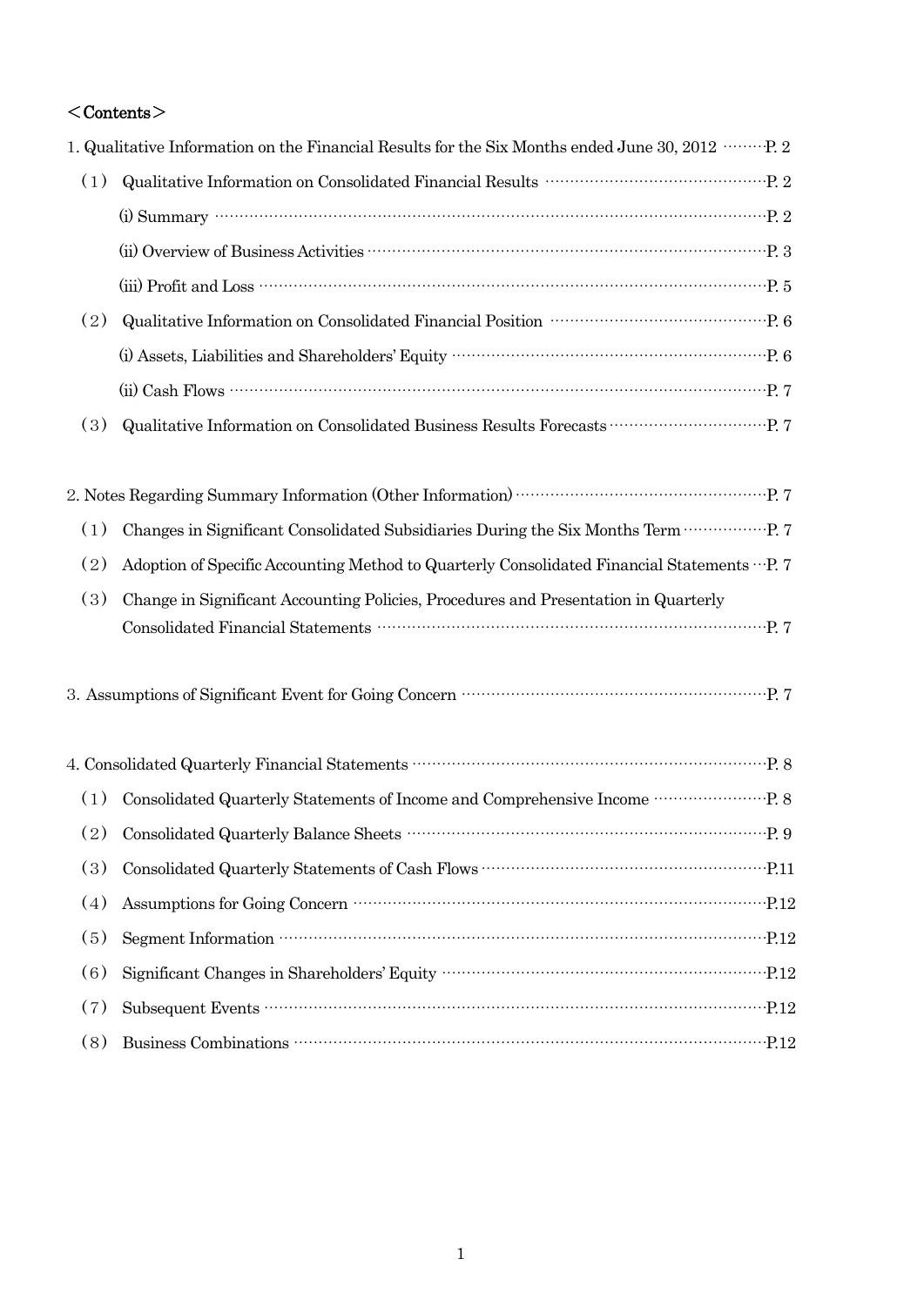＜Contents＞

1. Qualitative Information on the Financial Results for the Six Months ended June 30, 2012 ········P. 2

（1） Qualitative Information on Consolidated Financial Results ·······································P. 2

(i) Summary ·······································································································P. 2

(ii) Overview of Business Activities ········································································P. 3

(iii) Profit and Loss ······························································································P. 5

（2） Qualitative Information on Consolidated Financial Position ·····································P. 6

(i) Assets, Liabilities and Shareholders' Equity ·······················································P. 6

(ii) Cash Flows ····································································································P. 7

（3） Qualitative Information on Consolidated Business Results Forecasts ·························P. 7

2. Notes Regarding Summary Information (Other Information) ············································P. 7

（1） Changes in Significant Consolidated Subsidiaries During the Six Months Term ···············P. 7

（2） Adoption of Specific Accounting Method to Quarterly Consolidated Financial Statements ···P. 7

（3） Change in Significant Accounting Policies, Procedures and Presentation in Quarterly Consolidated Financial Statements ·····································································P. 7

3. Assumptions of Significant Event for Going Concern ·····················································P. 7

4. Consolidated Quarterly Financial Statements ································································P. 8

（1） Consolidated Quarterly Statements of Income and Comprehensive Income ····················P. 8

（2） Consolidated Quarterly Balance Sheets ································································P. 9

（3） Consolidated Quarterly Statements of Cash Flows ··················································P.11

（4） Assumptions for Going Concern ··········································································P.12

（5） Segment Information ························································································P.12

（6） Significant Changes in Shareholders' Equity ··························································P.12

（7） Subsequent Events ···························································································P.12

（8） Business Combinations ······················································································P.12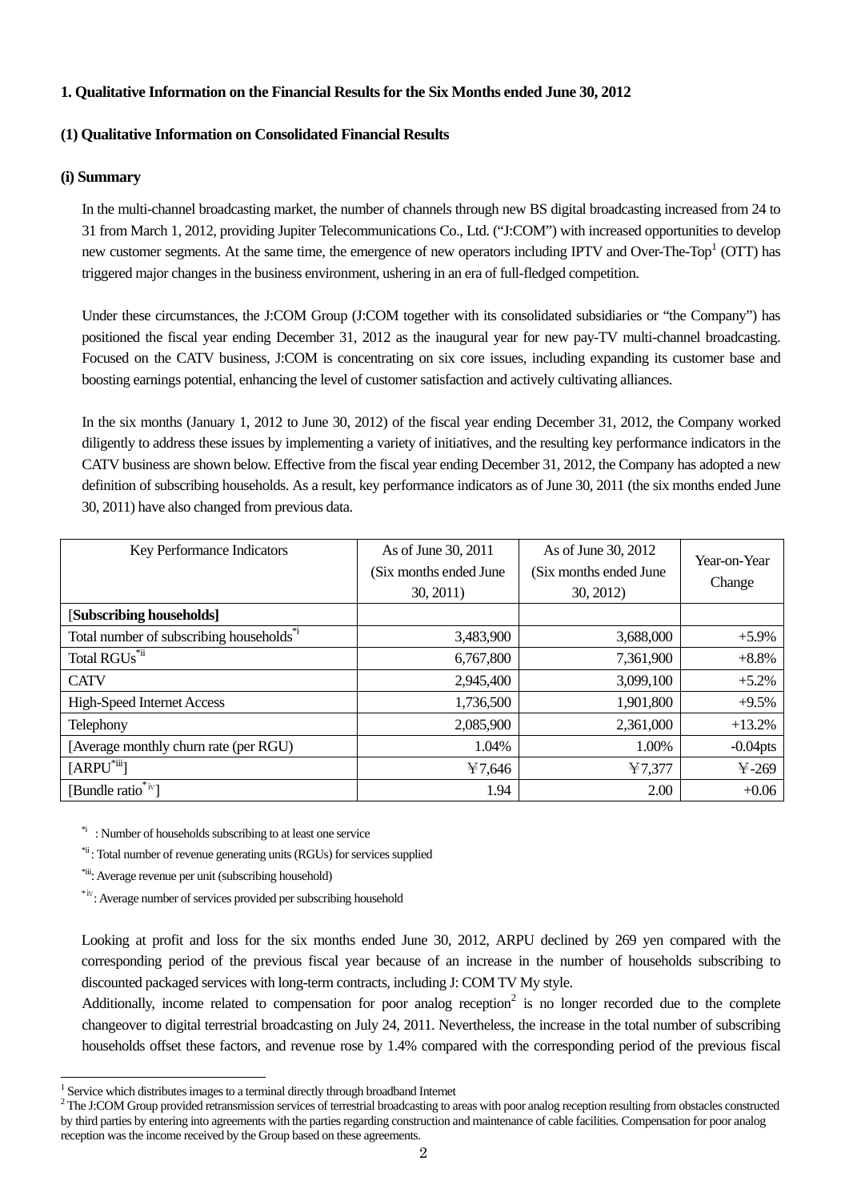## 1. Qualitative Information on the Financial Results for the Six Months ended June 30, 2012

### (1) Qualitative Information on Consolidated Financial Results

#### (i) Summary

In the multi-channel broadcasting market, the number of channels through new BS digital broadcasting increased from 24 to 31 from March 1, 2012, providing Jupiter Telecommunications Co., Ltd. ("J:COM") with increased opportunities to develop new customer segments. At the same time, the emergence of new operators including IPTV and Over-The-Top[1] (OTT) has triggered major changes in the business environment, ushering in an era of full-fledged competition.

Under these circumstances, the J:COM Group (J:COM together with its consolidated subsidiaries or "the Company") has positioned the fiscal year ending December 31, 2012 as the inaugural year for new pay-TV multi-channel broadcasting. Focused on the CATV business, J:COM is concentrating on six core issues, including expanding its customer base and boosting earnings potential, enhancing the level of customer satisfaction and actively cultivating alliances.

In the six months (January 1, 2012 to June 30, 2012) of the fiscal year ending December 31, 2012, the Company worked diligently to address these issues by implementing a variety of initiatives, and the resulting key performance indicators in the CATV business are shown below. Effective from the fiscal year ending December 31, 2012, the Company has adopted a new definition of subscribing households. As a result, key performance indicators as of June 30, 2011 (the six months ended June 30, 2011) have also changed from previous data.

| Key Performance Indicators | As of June 30, 2011 (Six months ended June 30, 2011) | As of June 30, 2012 (Six months ended June 30, 2012) | Year-on-Year Change |
|---|---|---|---|
| [**Subscribing households]** | | | |
| Total number of subscribing households[*i] | 3,483,900 | 3,688,000 | +5.9% |
| Total RGUs[*ii] | 6,767,800 | 7,361,900 | +8.8% |
| CATV | 2,945,400 | 3,099,100 | +5.2% |
| High-Speed Internet Access | 1,736,500 | 1,901,800 | +9.5% |
| Telephony | 2,085,900 | 2,361,000 | +13.2% |
| [Average monthly churn rate (per RGU) | 1.04% | 1.00% | -0.04pts |
| [ARPU[*iii]] | ¥7,646 | ¥7,377 | ¥-269 |
| [Bundle ratio[*iv]] | 1.94 | 2.00 | +0.06 |

[*i] : Number of households subscribing to at least one service

[*ii] : Total number of revenue generating units (RGUs) for services supplied

[*iii]: Average revenue per unit (subscribing household)

[*iv]: Average number of services provided per subscribing household

Looking at profit and loss for the six months ended June 30, 2012, ARPU declined by 269 yen compared with the corresponding period of the previous fiscal year because of an increase in the number of households subscribing to discounted packaged services with long-term contracts, including J: COM TV My style.

Additionally, income related to compensation for poor analog reception[2] is no longer recorded due to the complete changeover to digital terrestrial broadcasting on July 24, 2011. Nevertheless, the increase in the total number of subscribing households offset these factors, and revenue rose by 1.4% compared with the corresponding period of the previous fiscal

---

[1] Service which distributes images to a terminal directly through broadband Internet

[2] The J:COM Group provided retransmission services of terrestrial broadcasting to areas with poor analog reception resulting from obstacles constructed by third parties by entering into agreements with the parties regarding construction and maintenance of cable facilities. Compensation for poor analog reception was the income received by the Group based on these agreements.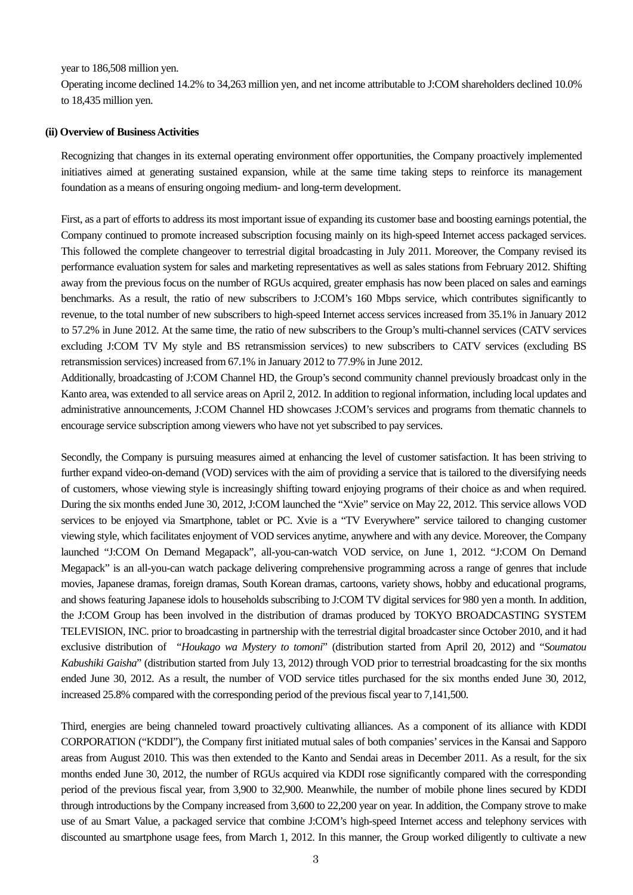year to 186,508 million yen.

Operating income declined 14.2% to 34,263 million yen, and net income attributable to J:COM shareholders declined 10.0% to 18,435 million yen.

**(ii) Overview of Business Activities**

Recognizing that changes in its external operating environment offer opportunities, the Company proactively implemented initiatives aimed at generating sustained expansion, while at the same time taking steps to reinforce its management foundation as a means of ensuring ongoing medium- and long-term development.

First, as a part of efforts to address its most important issue of expanding its customer base and boosting earnings potential, the Company continued to promote increased subscription focusing mainly on its high-speed Internet access packaged services. This followed the complete changeover to terrestrial digital broadcasting in July 2011. Moreover, the Company revised its performance evaluation system for sales and marketing representatives as well as sales stations from February 2012. Shifting away from the previous focus on the number of RGUs acquired, greater emphasis has now been placed on sales and earnings benchmarks. As a result, the ratio of new subscribers to J:COM's 160 Mbps service, which contributes significantly to revenue, to the total number of new subscribers to high-speed Internet access services increased from 35.1% in January 2012 to 57.2% in June 2012. At the same time, the ratio of new subscribers to the Group's multi-channel services (CATV services excluding J:COM TV My style and BS retransmission services) to new subscribers to CATV services (excluding BS retransmission services) increased from 67.1% in January 2012 to 77.9% in June 2012.

Additionally, broadcasting of J:COM Channel HD, the Group's second community channel previously broadcast only in the Kanto area, was extended to all service areas on April 2, 2012. In addition to regional information, including local updates and administrative announcements, J:COM Channel HD showcases J:COM's services and programs from thematic channels to encourage service subscription among viewers who have not yet subscribed to pay services.

Secondly, the Company is pursuing measures aimed at enhancing the level of customer satisfaction. It has been striving to further expand video-on-demand (VOD) services with the aim of providing a service that is tailored to the diversifying needs of customers, whose viewing style is increasingly shifting toward enjoying programs of their choice as and when required. During the six months ended June 30, 2012, J:COM launched the "Xvie" service on May 22, 2012. This service allows VOD services to be enjoyed via Smartphone, tablet or PC. Xvie is a "TV Everywhere" service tailored to changing customer viewing style, which facilitates enjoyment of VOD services anytime, anywhere and with any device. Moreover, the Company launched "J:COM On Demand Megapack", all-you-can-watch VOD service, on June 1, 2012. "J:COM On Demand Megapack" is an all-you-can watch package delivering comprehensive programming across a range of genres that include movies, Japanese dramas, foreign dramas, South Korean dramas, cartoons, variety shows, hobby and educational programs, and shows featuring Japanese idols to households subscribing to J:COM TV digital services for 980 yen a month. In addition, the J:COM Group has been involved in the distribution of dramas produced by TOKYO BROADCASTING SYSTEM TELEVISION, INC. prior to broadcasting in partnership with the terrestrial digital broadcaster since October 2010, and it had exclusive distribution of "*Houkago wa Mystery to tomoni*" (distribution started from April 20, 2012) and "*Soumatou Kabushiki Gaisha*" (distribution started from July 13, 2012) through VOD prior to terrestrial broadcasting for the six months ended June 30, 2012. As a result, the number of VOD service titles purchased for the six months ended June 30, 2012, increased 25.8% compared with the corresponding period of the previous fiscal year to 7,141,500.

Third, energies are being channeled toward proactively cultivating alliances. As a component of its alliance with KDDI CORPORATION ("KDDI"), the Company first initiated mutual sales of both companies' services in the Kansai and Sapporo areas from August 2010. This was then extended to the Kanto and Sendai areas in December 2011. As a result, for the six months ended June 30, 2012, the number of RGUs acquired via KDDI rose significantly compared with the corresponding period of the previous fiscal year, from 3,900 to 32,900. Meanwhile, the number of mobile phone lines secured by KDDI through introductions by the Company increased from 3,600 to 22,200 year on year. In addition, the Company strove to make use of au Smart Value, a packaged service that combine J:COM's high-speed Internet access and telephony services with discounted au smartphone usage fees, from March 1, 2012. In this manner, the Group worked diligently to cultivate a new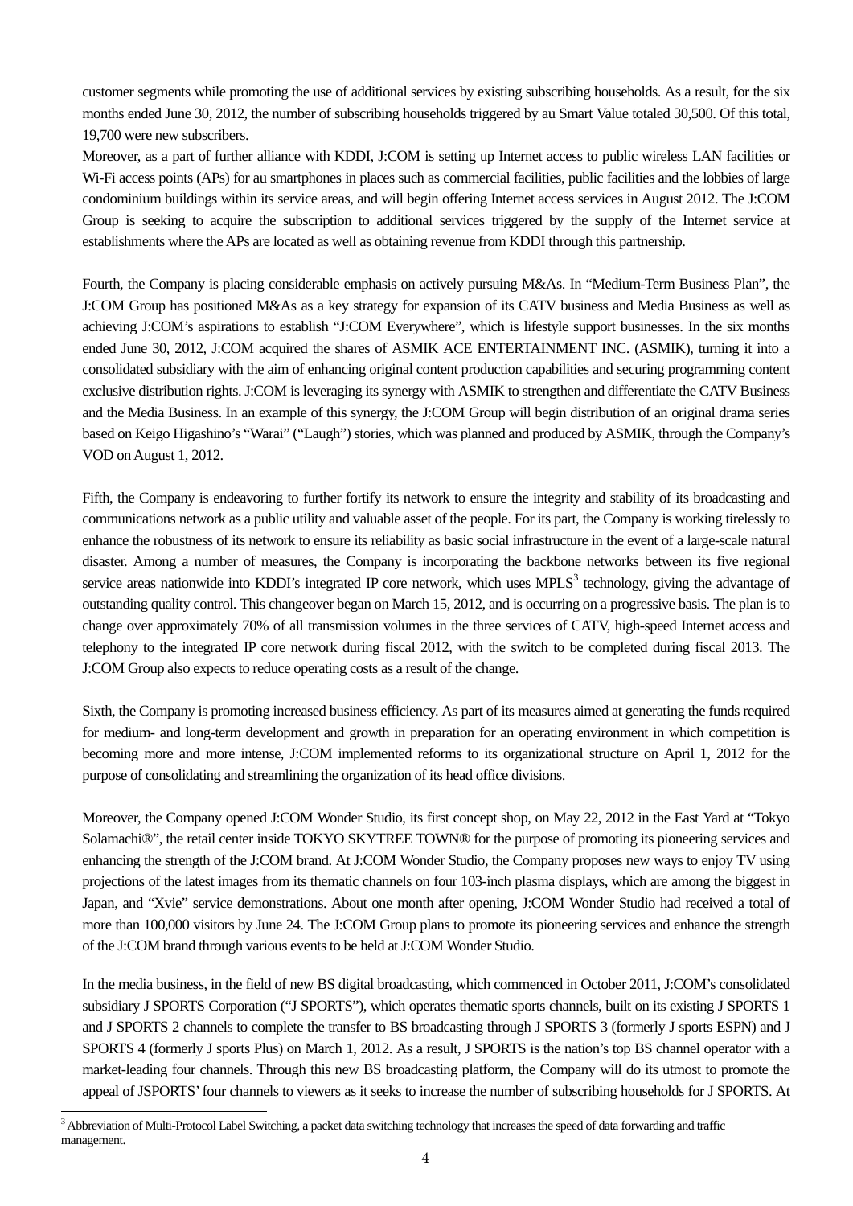customer segments while promoting the use of additional services by existing subscribing households. As a result, for the six months ended June 30, 2012, the number of subscribing households triggered by au Smart Value totaled 30,500. Of this total, 19,700 were new subscribers.

Moreover, as a part of further alliance with KDDI, J:COM is setting up Internet access to public wireless LAN facilities or Wi-Fi access points (APs) for au smartphones in places such as commercial facilities, public facilities and the lobbies of large condominium buildings within its service areas, and will begin offering Internet access services in August 2012. The J:COM Group is seeking to acquire the subscription to additional services triggered by the supply of the Internet service at establishments where the APs are located as well as obtaining revenue from KDDI through this partnership.

Fourth, the Company is placing considerable emphasis on actively pursuing M&As. In "Medium-Term Business Plan", the J:COM Group has positioned M&As as a key strategy for expansion of its CATV business and Media Business as well as achieving J:COM's aspirations to establish "J:COM Everywhere", which is lifestyle support businesses. In the six months ended June 30, 2012, J:COM acquired the shares of ASMIK ACE ENTERTAINMENT INC. (ASMIK), turning it into a consolidated subsidiary with the aim of enhancing original content production capabilities and securing programming content exclusive distribution rights. J:COM is leveraging its synergy with ASMIK to strengthen and differentiate the CATV Business and the Media Business. In an example of this synergy, the J:COM Group will begin distribution of an original drama series based on Keigo Higashino's "Warai" ("Laugh") stories, which was planned and produced by ASMIK, through the Company's VOD on August 1, 2012.

Fifth, the Company is endeavoring to further fortify its network to ensure the integrity and stability of its broadcasting and communications network as a public utility and valuable asset of the people. For its part, the Company is working tirelessly to enhance the robustness of its network to ensure its reliability as basic social infrastructure in the event of a large-scale natural disaster. Among a number of measures, the Company is incorporating the backbone networks between its five regional service areas nationwide into KDDI's integrated IP core network, which uses MPLS[3] technology, giving the advantage of outstanding quality control. This changeover began on March 15, 2012, and is occurring on a progressive basis. The plan is to change over approximately 70% of all transmission volumes in the three services of CATV, high-speed Internet access and telephony to the integrated IP core network during fiscal 2012, with the switch to be completed during fiscal 2013. The J:COM Group also expects to reduce operating costs as a result of the change.

Sixth, the Company is promoting increased business efficiency. As part of its measures aimed at generating the funds required for medium- and long-term development and growth in preparation for an operating environment in which competition is becoming more and more intense, J:COM implemented reforms to its organizational structure on April 1, 2012 for the purpose of consolidating and streamlining the organization of its head office divisions.

Moreover, the Company opened J:COM Wonder Studio, its first concept shop, on May 22, 2012 in the East Yard at "Tokyo Solamachi®", the retail center inside TOKYO SKYTREE TOWN® for the purpose of promoting its pioneering services and enhancing the strength of the J:COM brand. At J:COM Wonder Studio, the Company proposes new ways to enjoy TV using projections of the latest images from its thematic channels on four 103-inch plasma displays, which are among the biggest in Japan, and "Xvie" service demonstrations. About one month after opening, J:COM Wonder Studio had received a total of more than 100,000 visitors by June 24. The J:COM Group plans to promote its pioneering services and enhance the strength of the J:COM brand through various events to be held at J:COM Wonder Studio.

In the media business, in the field of new BS digital broadcasting, which commenced in October 2011, J:COM's consolidated subsidiary J SPORTS Corporation ("J SPORTS"), which operates thematic sports channels, built on its existing J SPORTS 1 and J SPORTS 2 channels to complete the transfer to BS broadcasting through J SPORTS 3 (formerly J sports ESPN) and J SPORTS 4 (formerly J sports Plus) on March 1, 2012. As a result, J SPORTS is the nation's top BS channel operator with a market-leading four channels. Through this new BS broadcasting platform, the Company will do its utmost to promote the appeal of JSPORTS' four channels to viewers as it seeks to increase the number of subscribing households for J SPORTS. At

---

[3] Abbreviation of Multi-Protocol Label Switching, a packet data switching technology that increases the speed of data forwarding and traffic management.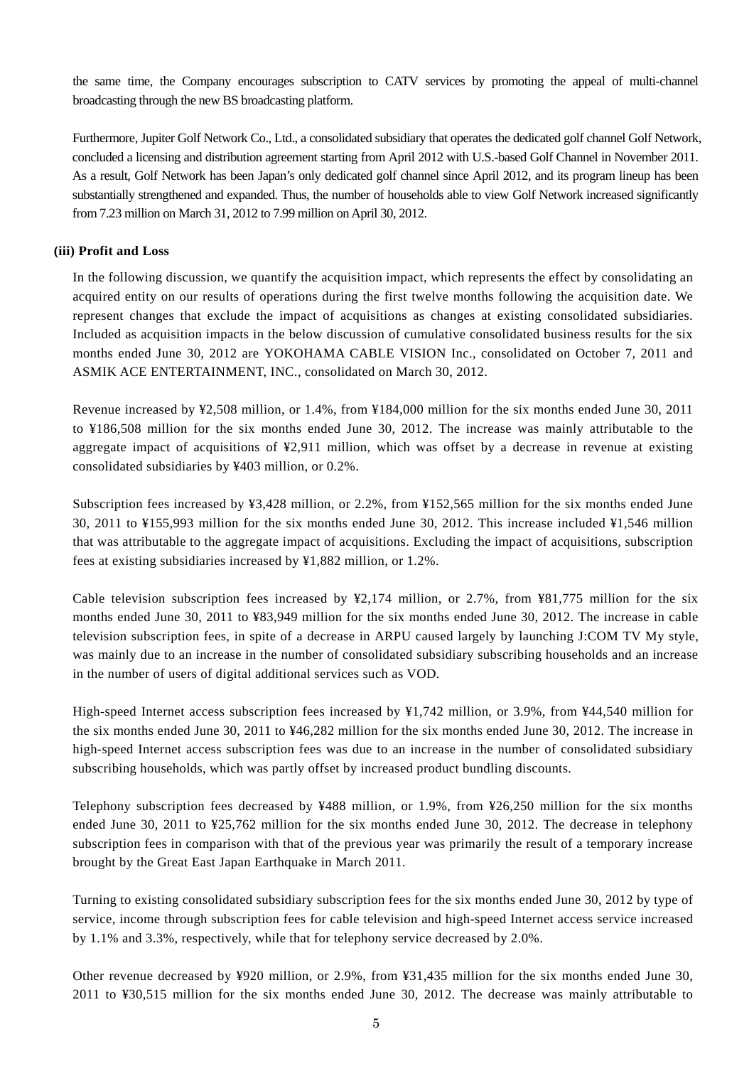the same time, the Company encourages subscription to CATV services by promoting the appeal of multi-channel broadcasting through the new BS broadcasting platform.

Furthermore, Jupiter Golf Network Co., Ltd., a consolidated subsidiary that operates the dedicated golf channel Golf Network, concluded a licensing and distribution agreement starting from April 2012 with U.S.-based Golf Channel in November 2011. As a result, Golf Network has been Japan's only dedicated golf channel since April 2012, and its program lineup has been substantially strengthened and expanded. Thus, the number of households able to view Golf Network increased significantly from 7.23 million on March 31, 2012 to 7.99 million on April 30, 2012.

**(iii) Profit and Loss**

In the following discussion, we quantify the acquisition impact, which represents the effect by consolidating an acquired entity on our results of operations during the first twelve months following the acquisition date. We represent changes that exclude the impact of acquisitions as changes at existing consolidated subsidiaries. Included as acquisition impacts in the below discussion of cumulative consolidated business results for the six months ended June 30, 2012 are YOKOHAMA CABLE VISION Inc., consolidated on October 7, 2011 and ASMIK ACE ENTERTAINMENT, INC., consolidated on March 30, 2012.

Revenue increased by ¥2,508 million, or 1.4%, from ¥184,000 million for the six months ended June 30, 2011 to ¥186,508 million for the six months ended June 30, 2012. The increase was mainly attributable to the aggregate impact of acquisitions of ¥2,911 million, which was offset by a decrease in revenue at existing consolidated subsidiaries by ¥403 million, or 0.2%.

Subscription fees increased by ¥3,428 million, or 2.2%, from ¥152,565 million for the six months ended June 30, 2011 to ¥155,993 million for the six months ended June 30, 2012. This increase included ¥1,546 million that was attributable to the aggregate impact of acquisitions. Excluding the impact of acquisitions, subscription fees at existing subsidiaries increased by ¥1,882 million, or 1.2%.

Cable television subscription fees increased by ¥2,174 million, or 2.7%, from ¥81,775 million for the six months ended June 30, 2011 to ¥83,949 million for the six months ended June 30, 2012. The increase in cable television subscription fees, in spite of a decrease in ARPU caused largely by launching J:COM TV My style, was mainly due to an increase in the number of consolidated subsidiary subscribing households and an increase in the number of users of digital additional services such as VOD.

High-speed Internet access subscription fees increased by ¥1,742 million, or 3.9%, from ¥44,540 million for the six months ended June 30, 2011 to ¥46,282 million for the six months ended June 30, 2012. The increase in high-speed Internet access subscription fees was due to an increase in the number of consolidated subsidiary subscribing households, which was partly offset by increased product bundling discounts.

Telephony subscription fees decreased by ¥488 million, or 1.9%, from ¥26,250 million for the six months ended June 30, 2011 to ¥25,762 million for the six months ended June 30, 2012. The decrease in telephony subscription fees in comparison with that of the previous year was primarily the result of a temporary increase brought by the Great East Japan Earthquake in March 2011.

Turning to existing consolidated subsidiary subscription fees for the six months ended June 30, 2012 by type of service, income through subscription fees for cable television and high-speed Internet access service increased by 1.1% and 3.3%, respectively, while that for telephony service decreased by 2.0%.

Other revenue decreased by ¥920 million, or 2.9%, from ¥31,435 million for the six months ended June 30, 2011 to ¥30,515 million for the six months ended June 30, 2012. The decrease was mainly attributable to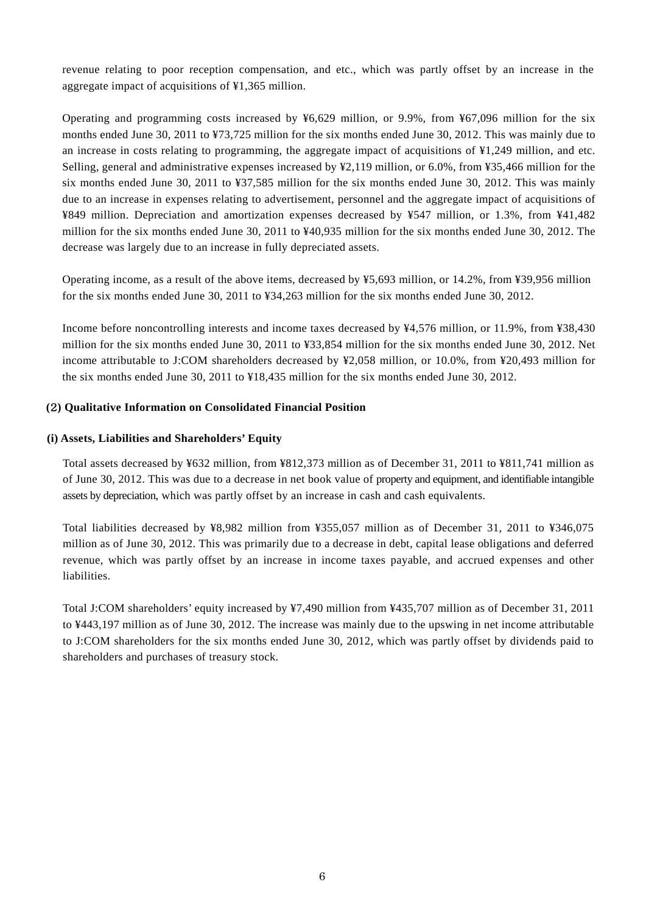revenue relating to poor reception compensation, and etc., which was partly offset by an increase in the aggregate impact of acquisitions of ¥1,365 million.

Operating and programming costs increased by ¥6,629 million, or 9.9%, from ¥67,096 million for the six months ended June 30, 2011 to ¥73,725 million for the six months ended June 30, 2012. This was mainly due to an increase in costs relating to programming, the aggregate impact of acquisitions of ¥1,249 million, and etc. Selling, general and administrative expenses increased by ¥2,119 million, or 6.0%, from ¥35,466 million for the six months ended June 30, 2011 to ¥37,585 million for the six months ended June 30, 2012. This was mainly due to an increase in expenses relating to advertisement, personnel and the aggregate impact of acquisitions of ¥849 million. Depreciation and amortization expenses decreased by ¥547 million, or 1.3%, from ¥41,482 million for the six months ended June 30, 2011 to ¥40,935 million for the six months ended June 30, 2012. The decrease was largely due to an increase in fully depreciated assets.

Operating income, as a result of the above items, decreased by ¥5,693 million, or 14.2%, from ¥39,956 million for the six months ended June 30, 2011 to ¥34,263 million for the six months ended June 30, 2012.

Income before noncontrolling interests and income taxes decreased by ¥4,576 million, or 11.9%, from ¥38,430 million for the six months ended June 30, 2011 to ¥33,854 million for the six months ended June 30, 2012. Net income attributable to J:COM shareholders decreased by ¥2,058 million, or 10.0%, from ¥20,493 million for the six months ended June 30, 2011 to ¥18,435 million for the six months ended June 30, 2012.

### (2) Qualitative Information on Consolidated Financial Position

#### (i) Assets, Liabilities and Shareholders' Equity

Total assets decreased by ¥632 million, from ¥812,373 million as of December 31, 2011 to ¥811,741 million as of June 30, 2012. This was due to a decrease in net book value of property and equipment, and identifiable intangible assets by depreciation, which was partly offset by an increase in cash and cash equivalents.

Total liabilities decreased by ¥8,982 million from ¥355,057 million as of December 31, 2011 to ¥346,075 million as of June 30, 2012. This was primarily due to a decrease in debt, capital lease obligations and deferred revenue, which was partly offset by an increase in income taxes payable, and accrued expenses and other liabilities.

Total J:COM shareholders' equity increased by ¥7,490 million from ¥435,707 million as of December 31, 2011 to ¥443,197 million as of June 30, 2012. The increase was mainly due to the upswing in net income attributable to J:COM shareholders for the six months ended June 30, 2012, which was partly offset by dividends paid to shareholders and purchases of treasury stock.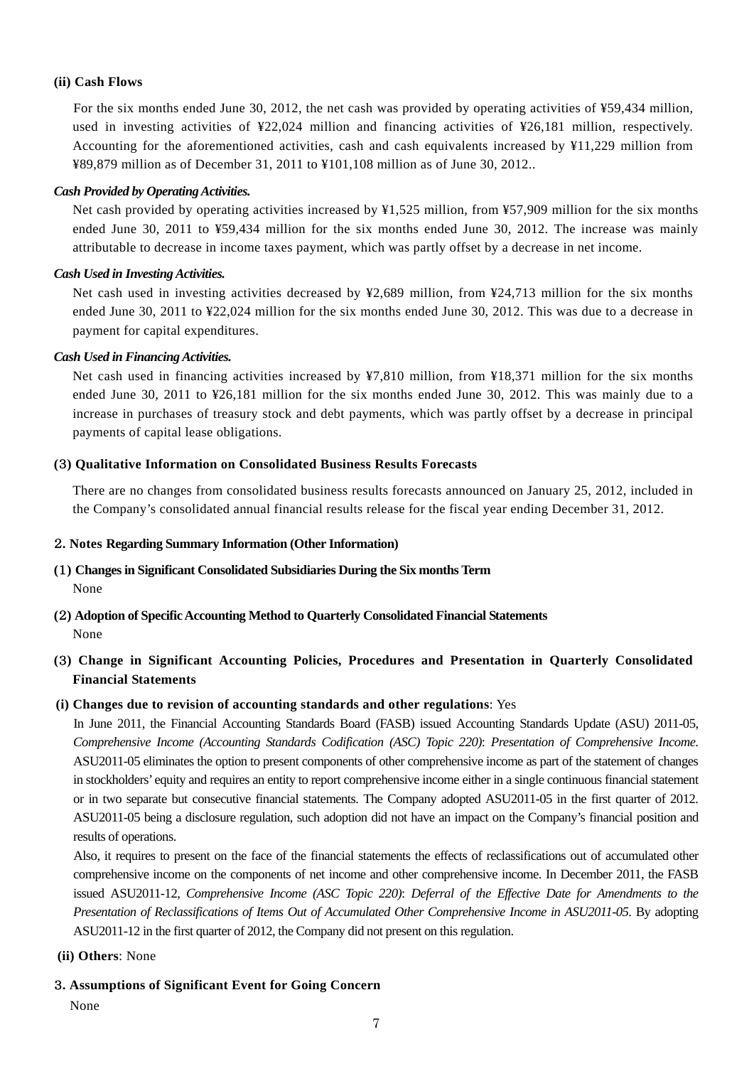#### (ii) Cash Flows

For the six months ended June 30, 2012, the net cash was provided by operating activities of ¥59,434 million, used in investing activities of ¥22,024 million and financing activities of ¥26,181 million, respectively. Accounting for the aforementioned activities, cash and cash equivalents increased by ¥11,229 million from ¥89,879 million as of December 31, 2011 to ¥101,108 million as of June 30, 2012..

***Cash Provided by Operating Activities.***

Net cash provided by operating activities increased by ¥1,525 million, from ¥57,909 million for the six months ended June 30, 2011 to ¥59,434 million for the six months ended June 30, 2012. The increase was mainly attributable to decrease in income taxes payment, which was partly offset by a decrease in net income.

***Cash Used in Investing Activities.***

Net cash used in investing activities decreased by ¥2,689 million, from ¥24,713 million for the six months ended June 30, 2011 to ¥22,024 million for the six months ended June 30, 2012. This was due to a decrease in payment for capital expenditures.

***Cash Used in Financing Activities.***

Net cash used in financing activities increased by ¥7,810 million, from ¥18,371 million for the six months ended June 30, 2011 to ¥26,181 million for the six months ended June 30, 2012. This was mainly due to a increase in purchases of treasury stock and debt payments, which was partly offset by a decrease in principal payments of capital lease obligations.

### (3) Qualitative Information on Consolidated Business Results Forecasts

There are no changes from consolidated business results forecasts announced on January 25, 2012, included in the Company's consolidated annual financial results release for the fiscal year ending December 31, 2012.

## 2. Notes Regarding Summary Information (Other Information)

### (1) Changes in Significant Consolidated Subsidiaries During the Six months Term

None

### (2) Adoption of Specific Accounting Method to Quarterly Consolidated Financial Statements

None

### (3) Change in Significant Accounting Policies, Procedures and Presentation in Quarterly Consolidated Financial Statements

**(i) Changes due to revision of accounting standards and other regulations**: Yes

In June 2011, the Financial Accounting Standards Board (FASB) issued Accounting Standards Update (ASU) 2011-05, *Comprehensive Income (Accounting Standards Codification (ASC) Topic 220)*: *Presentation of Comprehensive Income*. ASU2011-05 eliminates the option to present components of other comprehensive income as part of the statement of changes in stockholders' equity and requires an entity to report comprehensive income either in a single continuous financial statement or in two separate but consecutive financial statements. The Company adopted ASU2011-05 in the first quarter of 2012. ASU2011-05 being a disclosure regulation, such adoption did not have an impact on the Company's financial position and results of operations.

Also, it requires to present on the face of the financial statements the effects of reclassifications out of accumulated other comprehensive income on the components of net income and other comprehensive income. In December 2011, the FASB issued ASU2011-12, *Comprehensive Income (ASC Topic 220)*: *Deferral of the Effective Date for Amendments to the Presentation of Reclassifications of Items Out of Accumulated Other Comprehensive Income in ASU2011-05*. By adopting ASU2011-12 in the first quarter of 2012, the Company did not present on this regulation.

**(ii) Others**: None

## 3. Assumptions of Significant Event for Going Concern

None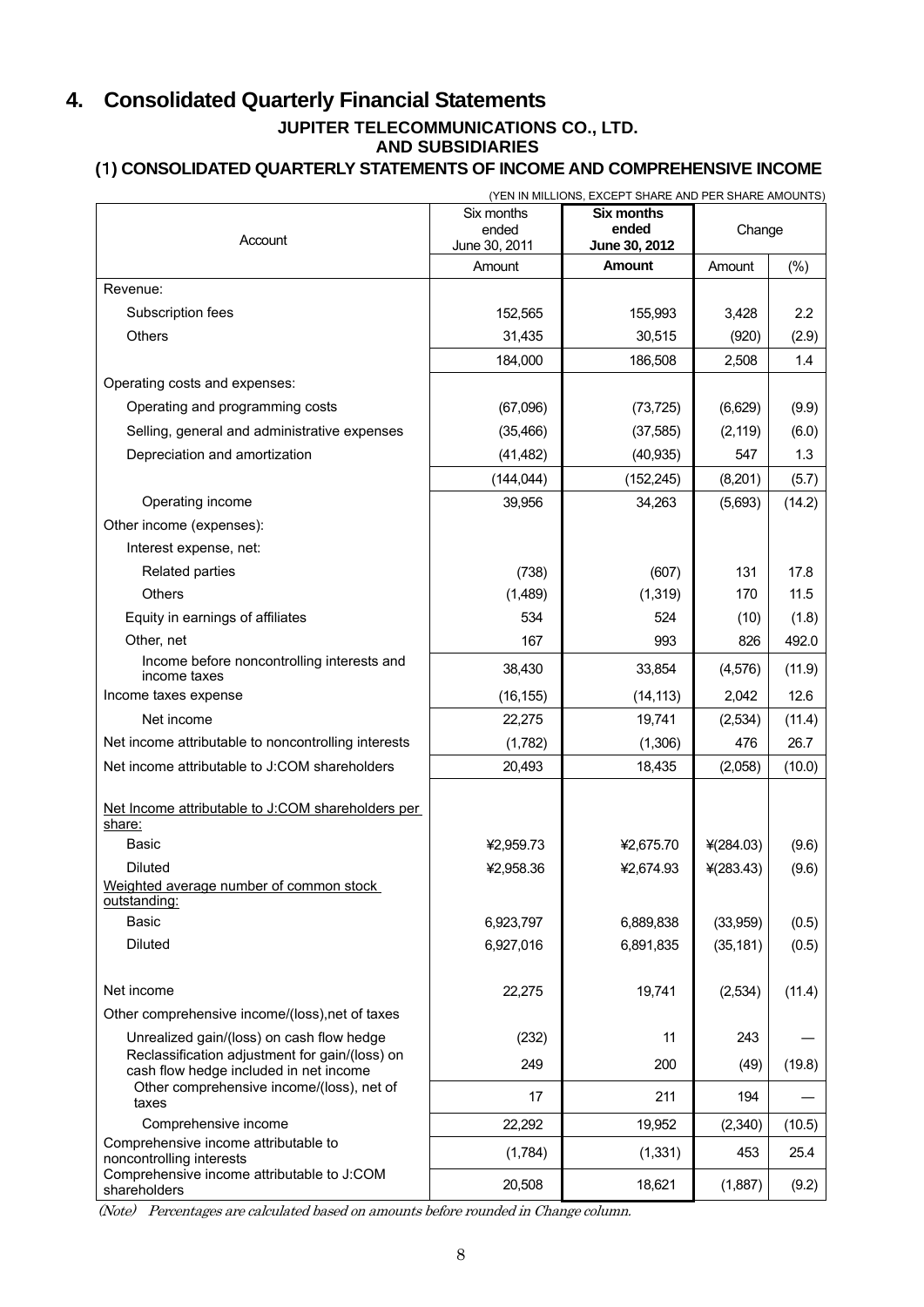## 4. Consolidated Quarterly Financial Statements

**JUPITER TELECOMMUNICATIONS CO., LTD.**
**AND SUBSIDIARIES**

### (1) CONSOLIDATED QUARTERLY STATEMENTS OF INCOME AND COMPREHENSIVE INCOME

(YEN IN MILLIONS, EXCEPT SHARE AND PER SHARE AMOUNTS)

| Account | Six months ended June 30, 2011 | **Six months ended June 30, 2012** | Change | |
|---|---|---|---|---|
| | Amount | **Amount** | Amount | (%) |
| Revenue: | | | | |
| Subscription fees | 152,565 | 155,993 | 3,428 | 2.2 |
| Others | 31,435 | 30,515 | (920) | (2.9) |
| | 184,000 | 186,508 | 2,508 | 1.4 |
| Operating costs and expenses: | | | | |
| Operating and programming costs | (67,096) | (73,725) | (6,629) | (9.9) |
| Selling, general and administrative expenses | (35,466) | (37,585) | (2,119) | (6.0) |
| Depreciation and amortization | (41,482) | (40,935) | 547 | 1.3 |
| | (144,044) | (152,245) | (8,201) | (5.7) |
| Operating income | 39,956 | 34,263 | (5,693) | (14.2) |
| Other income (expenses): | | | | |
| Interest expense, net: | | | | |
| Related parties | (738) | (607) | 131 | 17.8 |
| Others | (1,489) | (1,319) | 170 | 11.5 |
| Equity in earnings of affiliates | 534 | 524 | (10) | (1.8) |
| Other, net | 167 | 993 | 826 | 492.0 |
| Income before noncontrolling interests and income taxes | 38,430 | 33,854 | (4,576) | (11.9) |
| Income taxes expense | (16,155) | (14,113) | 2,042 | 12.6 |
| Net income | 22,275 | 19,741 | (2,534) | (11.4) |
| Net income attributable to noncontrolling interests | (1,782) | (1,306) | 476 | 26.7 |
| Net income attributable to J:COM shareholders | 20,493 | 18,435 | (2,058) | (10.0) |
| Net Income attributable to J:COM shareholders per share: | | | | |
| Basic | ¥2,959.73 | ¥2,675.70 | ¥(284.03) | (9.6) |
| Diluted | ¥2,958.36 | ¥2,674.93 | ¥(283.43) | (9.6) |
| Weighted average number of common stock outstanding: | | | | |
| Basic | 6,923,797 | 6,889,838 | (33,959) | (0.5) |
| Diluted | 6,927,016 | 6,891,835 | (35,181) | (0.5) |
| Net income | 22,275 | 19,741 | (2,534) | (11.4) |
| Other comprehensive income/(loss),net of taxes | | | | |
| Unrealized gain/(loss) on cash flow hedge | (232) | 11 | 243 | — |
| Reclassification adjustment for gain/(loss) on cash flow hedge included in net income | 249 | 200 | (49) | (19.8) |
| Other comprehensive income/(loss), net of taxes | 17 | 211 | 194 | — |
| Comprehensive income | 22,292 | 19,952 | (2,340) | (10.5) |
| Comprehensive income attributable to noncontrolling interests | (1,784) | (1,331) | 453 | 25.4 |
| Comprehensive income attributable to J:COM shareholders | 20,508 | 18,621 | (1,887) | (9.2) |

*(Note) Percentages are calculated based on amounts before rounded in Change column.*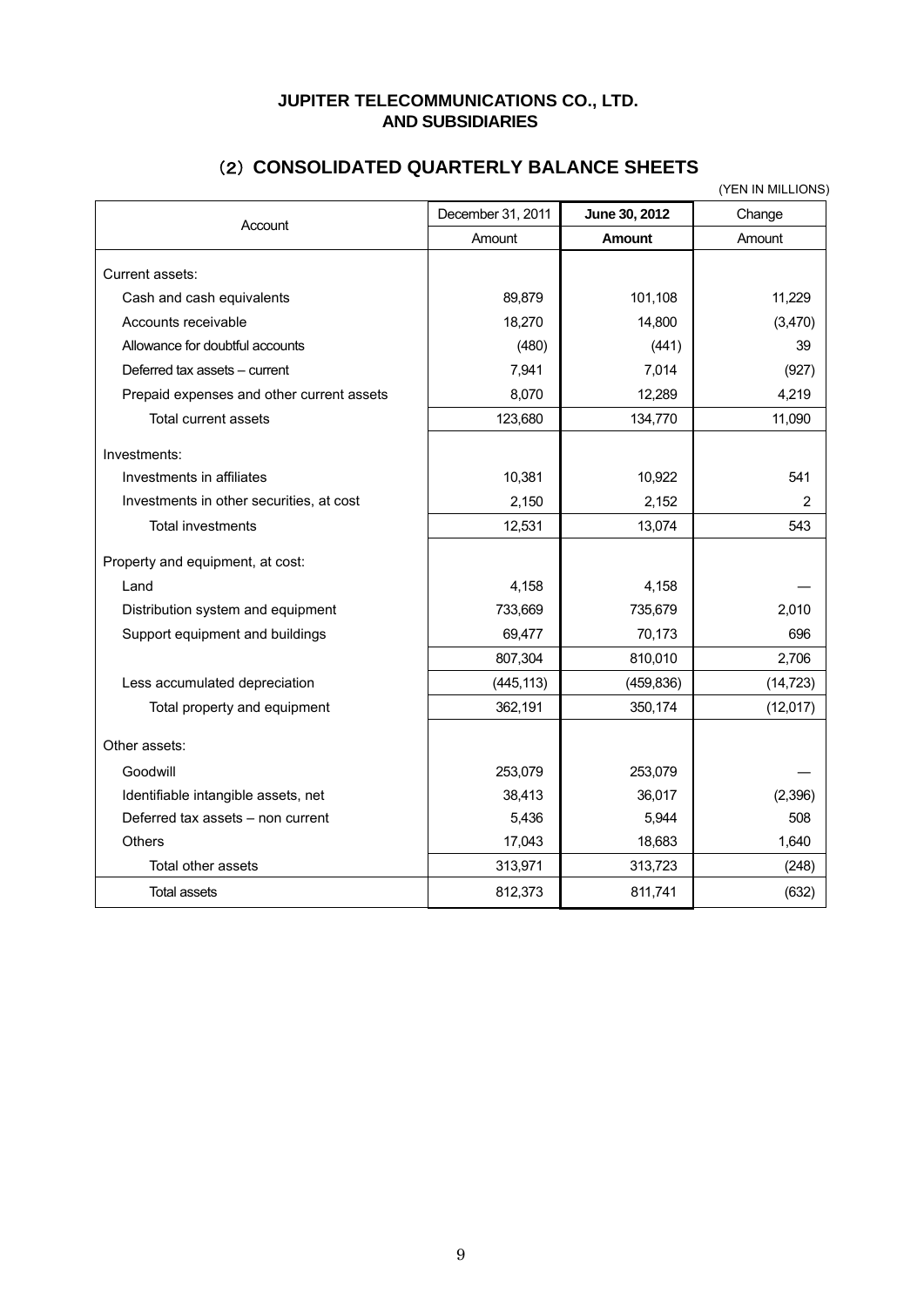**JUPITER TELECOMMUNICATIONS CO., LTD.**
**AND SUBSIDIARIES**

## (2) CONSOLIDATED QUARTERLY BALANCE SHEETS

(YEN IN MILLIONS)

| Account | December 31, 2011 | **June 30, 2012** | Change |
|---|---|---|---|
| | Amount | **Amount** | Amount |
| Current assets: | | | |
| Cash and cash equivalents | 89,879 | 101,108 | 11,229 |
| Accounts receivable | 18,270 | 14,800 | (3,470) |
| Allowance for doubtful accounts | (480) | (441) | 39 |
| Deferred tax assets – current | 7,941 | 7,014 | (927) |
| Prepaid expenses and other current assets | 8,070 | 12,289 | 4,219 |
| Total current assets | 123,680 | 134,770 | 11,090 |
| Investments: | | | |
| Investments in affiliates | 10,381 | 10,922 | 541 |
| Investments in other securities, at cost | 2,150 | 2,152 | 2 |
| Total investments | 12,531 | 13,074 | 543 |
| Property and equipment, at cost: | | | |
| Land | 4,158 | 4,158 | — |
| Distribution system and equipment | 733,669 | 735,679 | 2,010 |
| Support equipment and buildings | 69,477 | 70,173 | 696 |
| | 807,304 | 810,010 | 2,706 |
| Less accumulated depreciation | (445,113) | (459,836) | (14,723) |
| Total property and equipment | 362,191 | 350,174 | (12,017) |
| Other assets: | | | |
| Goodwill | 253,079 | 253,079 | — |
| Identifiable intangible assets, net | 38,413 | 36,017 | (2,396) |
| Deferred tax assets – non current | 5,436 | 5,944 | 508 |
| Others | 17,043 | 18,683 | 1,640 |
| Total other assets | 313,971 | 313,723 | (248) |
| Total assets | 812,373 | 811,741 | (632) |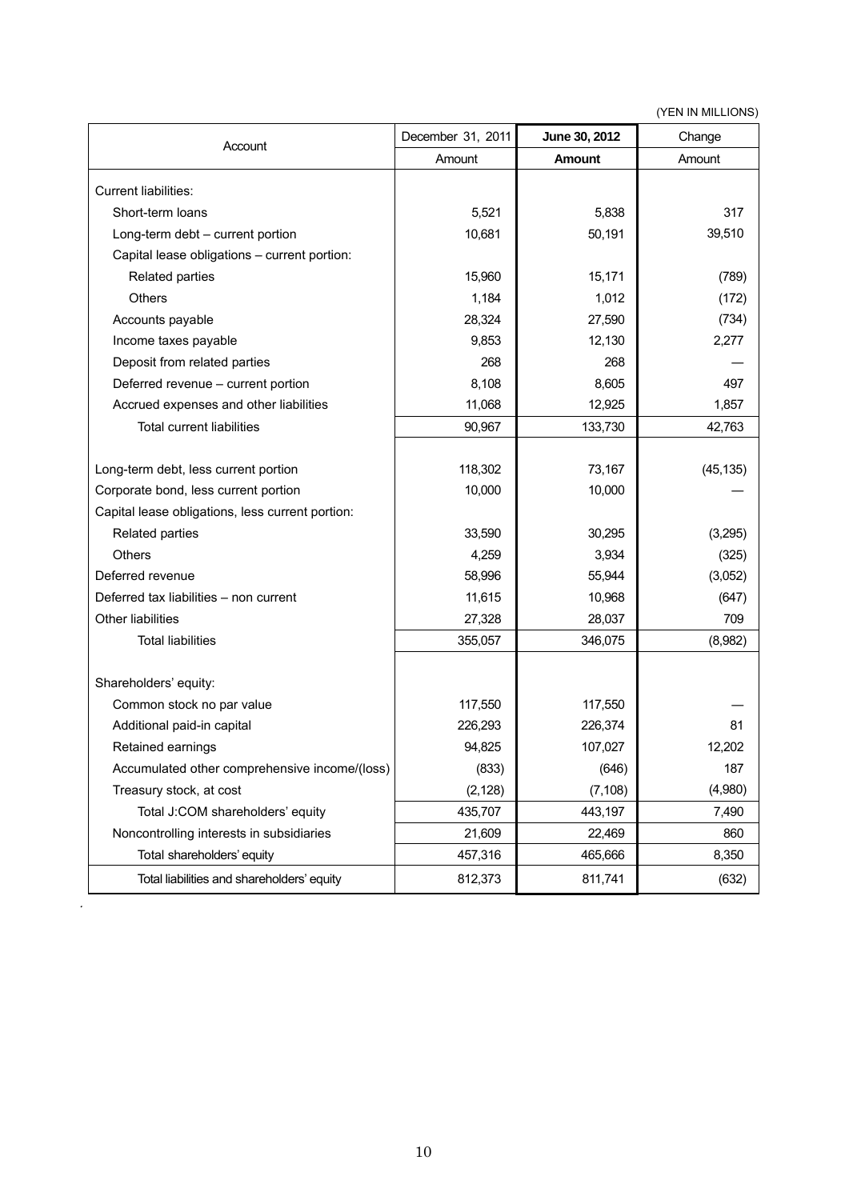(YEN IN MILLIONS)

| Account | December 31, 2011 | **June 30, 2012** | Change |
|---|---|---|---|
| | Amount | **Amount** | Amount |
| Current liabilities: | | | |
| Short-term loans | 5,521 | 5,838 | 317 |
| Long-term debt – current portion | 10,681 | 50,191 | 39,510 |
| Capital lease obligations – current portion: | | | |
| Related parties | 15,960 | 15,171 | (789) |
| Others | 1,184 | 1,012 | (172) |
| Accounts payable | 28,324 | 27,590 | (734) |
| Income taxes payable | 9,853 | 12,130 | 2,277 |
| Deposit from related parties | 268 | 268 | — |
| Deferred revenue – current portion | 8,108 | 8,605 | 497 |
| Accrued expenses and other liabilities | 11,068 | 12,925 | 1,857 |
| Total current liabilities | 90,967 | 133,730 | 42,763 |
| Long-term debt, less current portion | 118,302 | 73,167 | (45,135) |
| Corporate bond, less current portion | 10,000 | 10,000 | — |
| Capital lease obligations, less current portion: | | | |
| Related parties | 33,590 | 30,295 | (3,295) |
| Others | 4,259 | 3,934 | (325) |
| Deferred revenue | 58,996 | 55,944 | (3,052) |
| Deferred tax liabilities – non current | 11,615 | 10,968 | (647) |
| Other liabilities | 27,328 | 28,037 | 709 |
| Total liabilities | 355,057 | 346,075 | (8,982) |
| Shareholders' equity: | | | |
| Common stock no par value | 117,550 | 117,550 | — |
| Additional paid-in capital | 226,293 | 226,374 | 81 |
| Retained earnings | 94,825 | 107,027 | 12,202 |
| Accumulated other comprehensive income/(loss) | (833) | (646) | 187 |
| Treasury stock, at cost | (2,128) | (7,108) | (4,980) |
| Total J:COM shareholders' equity | 435,707 | 443,197 | 7,490 |
| Noncontrolling interests in subsidiaries | 21,609 | 22,469 | 860 |
| Total shareholders' equity | 457,316 | 465,666 | 8,350 |
| Total liabilities and shareholders' equity | 812,373 | 811,741 | (632) |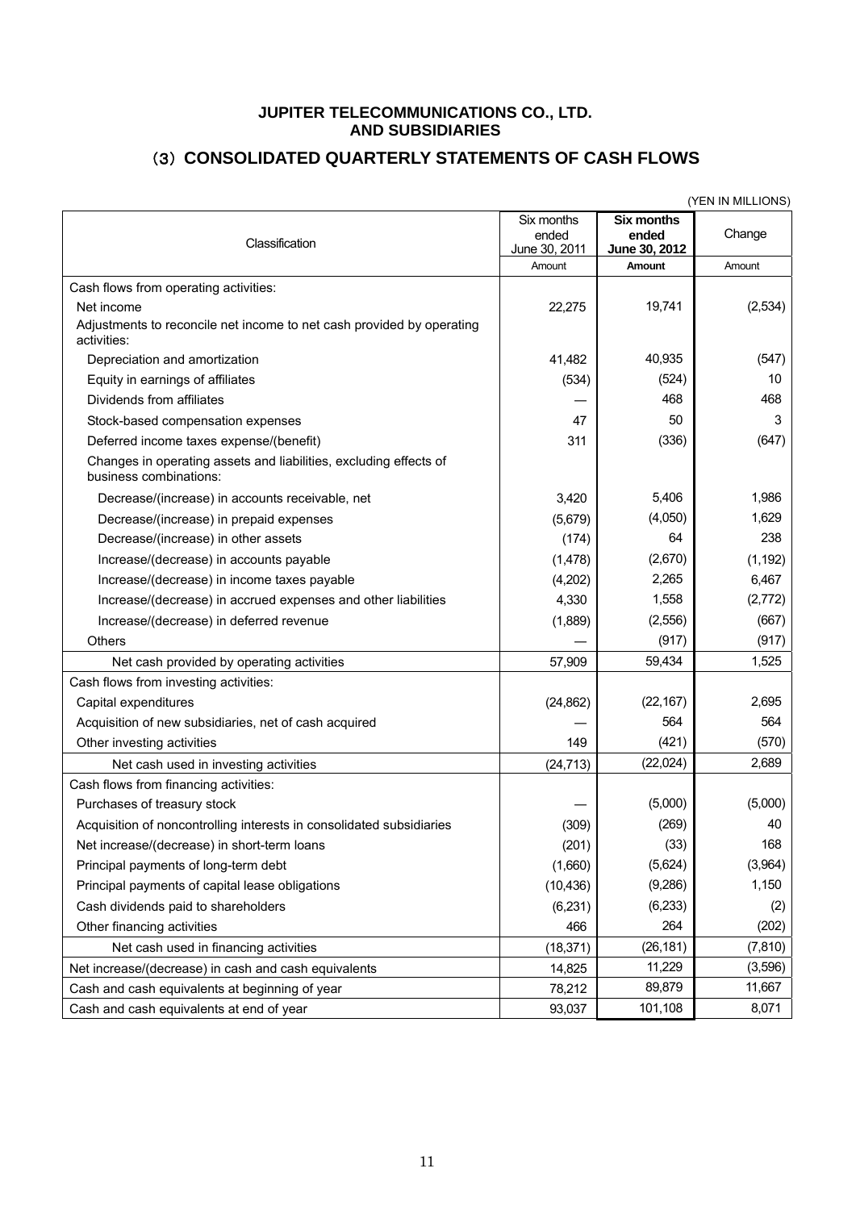**JUPITER TELECOMMUNICATIONS CO., LTD.**
**AND SUBSIDIARIES**

## (3) CONSOLIDATED QUARTERLY STATEMENTS OF CASH FLOWS

(YEN IN MILLIONS)

| Classification | Six months ended June 30, 2011 | **Six months ended June 30, 2012** | Change |
|---|---|---|---|
| | Amount | **Amount** | Amount |
| Cash flows from operating activities: | | | |
| Net income | 22,275 | 19,741 | (2,534) |
| Adjustments to reconcile net income to net cash provided by operating activities: | | | |
| Depreciation and amortization | 41,482 | 40,935 | (547) |
| Equity in earnings of affiliates | (534) | (524) | 10 |
| Dividends from affiliates | — | 468 | 468 |
| Stock-based compensation expenses | 47 | 50 | 3 |
| Deferred income taxes expense/(benefit) | 311 | (336) | (647) |
| Changes in operating assets and liabilities, excluding effects of business combinations: | | | |
| Decrease/(increase) in accounts receivable, net | 3,420 | 5,406 | 1,986 |
| Decrease/(increase) in prepaid expenses | (5,679) | (4,050) | 1,629 |
| Decrease/(increase) in other assets | (174) | 64 | 238 |
| Increase/(decrease) in accounts payable | (1,478) | (2,670) | (1,192) |
| Increase/(decrease) in income taxes payable | (4,202) | 2,265 | 6,467 |
| Increase/(decrease) in accrued expenses and other liabilities | 4,330 | 1,558 | (2,772) |
| Increase/(decrease) in deferred revenue | (1,889) | (2,556) | (667) |
| Others | — | (917) | (917) |
| Net cash provided by operating activities | 57,909 | 59,434 | 1,525 |
| Cash flows from investing activities: | | | |
| Capital expenditures | (24,862) | (22,167) | 2,695 |
| Acquisition of new subsidiaries, net of cash acquired | — | 564 | 564 |
| Other investing activities | 149 | (421) | (570) |
| Net cash used in investing activities | (24,713) | (22,024) | 2,689 |
| Cash flows from financing activities: | | | |
| Purchases of treasury stock | — | (5,000) | (5,000) |
| Acquisition of noncontrolling interests in consolidated subsidiaries | (309) | (269) | 40 |
| Net increase/(decrease) in short-term loans | (201) | (33) | 168 |
| Principal payments of long-term debt | (1,660) | (5,624) | (3,964) |
| Principal payments of capital lease obligations | (10,436) | (9,286) | 1,150 |
| Cash dividends paid to shareholders | (6,231) | (6,233) | (2) |
| Other financing activities | 466 | 264 | (202) |
| Net cash used in financing activities | (18,371) | (26,181) | (7,810) |
| Net increase/(decrease) in cash and cash equivalents | 14,825 | 11,229 | (3,596) |
| Cash and cash equivalents at beginning of year | 78,212 | 89,879 | 11,667 |
| Cash and cash equivalents at end of year | 93,037 | 101,108 | 8,071 |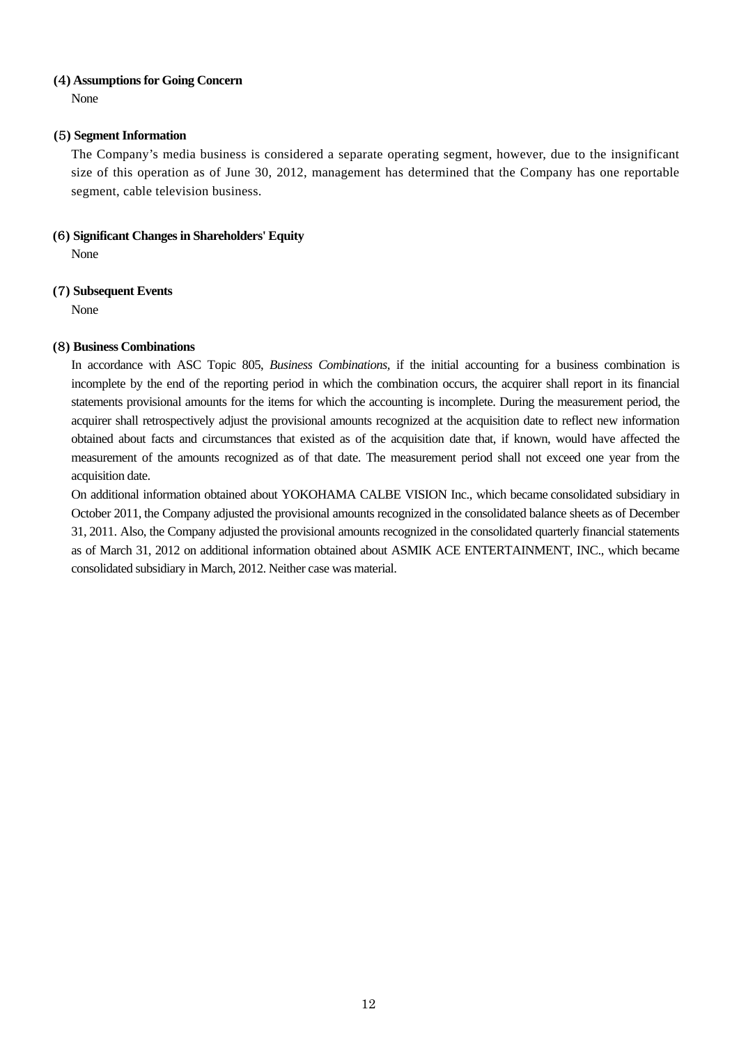### (4) Assumptions for Going Concern

None

### (5) Segment Information

The Company's media business is considered a separate operating segment, however, due to the insignificant size of this operation as of June 30, 2012, management has determined that the Company has one reportable segment, cable television business.

### (6) Significant Changes in Shareholders' Equity

None

### (7) Subsequent Events

None

### (8) Business Combinations

In accordance with ASC Topic 805, *Business Combinations*, if the initial accounting for a business combination is incomplete by the end of the reporting period in which the combination occurs, the acquirer shall report in its financial statements provisional amounts for the items for which the accounting is incomplete. During the measurement period, the acquirer shall retrospectively adjust the provisional amounts recognized at the acquisition date to reflect new information obtained about facts and circumstances that existed as of the acquisition date that, if known, would have affected the measurement of the amounts recognized as of that date. The measurement period shall not exceed one year from the acquisition date.

On additional information obtained about YOKOHAMA CALBE VISION Inc., which became consolidated subsidiary in October 2011, the Company adjusted the provisional amounts recognized in the consolidated balance sheets as of December 31, 2011. Also, the Company adjusted the provisional amounts recognized in the consolidated quarterly financial statements as of March 31, 2012 on additional information obtained about ASMIK ACE ENTERTAINMENT, INC., which became consolidated subsidiary in March, 2012. Neither case was material.